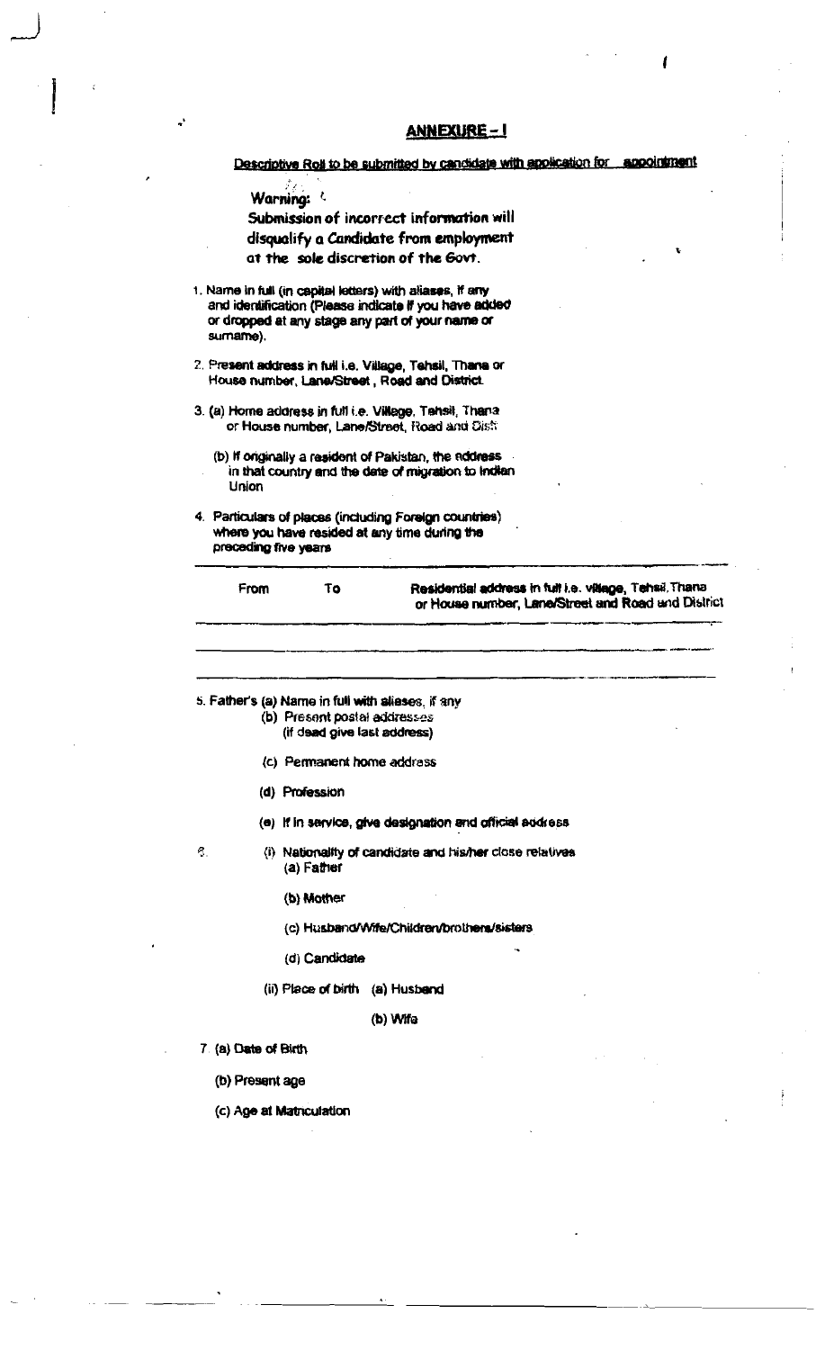## ANNEXURE – I

Descriptive Roll to be submitted by candidate with application for appointment

**Warning:**
**Submission of incorrect information will disqualify a Candidate from employment at the sole discretion of the Govt.**

1. Name in full (in capital letters) with aliases, if any and identification (Please indicate if you have added or dropped at any stage any part of your name or surname).

2. Present address in full i.e. Village, Tehsil, Thana or House number, Lane/Street, Road and District.

3. (a) Home address in full i.e. Village, Tehsil, Thana or House number, Lane/Street, Road and Distt.

   (b) If originally a resident of Pakistan, the address in that country and the date of migration to Indian Union

4. Particulars of places (including Foreign countries) where you have resided at any time during the preceding five years

| From | To | Residential address in full i.e. village, Tehsil, Thana or House number, Lane/Street and Road and District |
|---|---|---|
| | | |

5. Father's (a) Name in full with aliases, if any
   (b) Present postal addresses (if dead give last address)
   (c) Permanent home address
   (d) Profession
   (e) If in service, give designation and official address

6. (i) Nationality of candidate and his/her close relatives
   (a) Father
   (b) Mother
   (c) Husband/Wife/Children/brothers/sisters
   (d) Candidate

   (ii) Place of birth (a) Husband
   (b) Wife

7. (a) Date of Birth
   (b) Present age
   (c) Age at Matriculation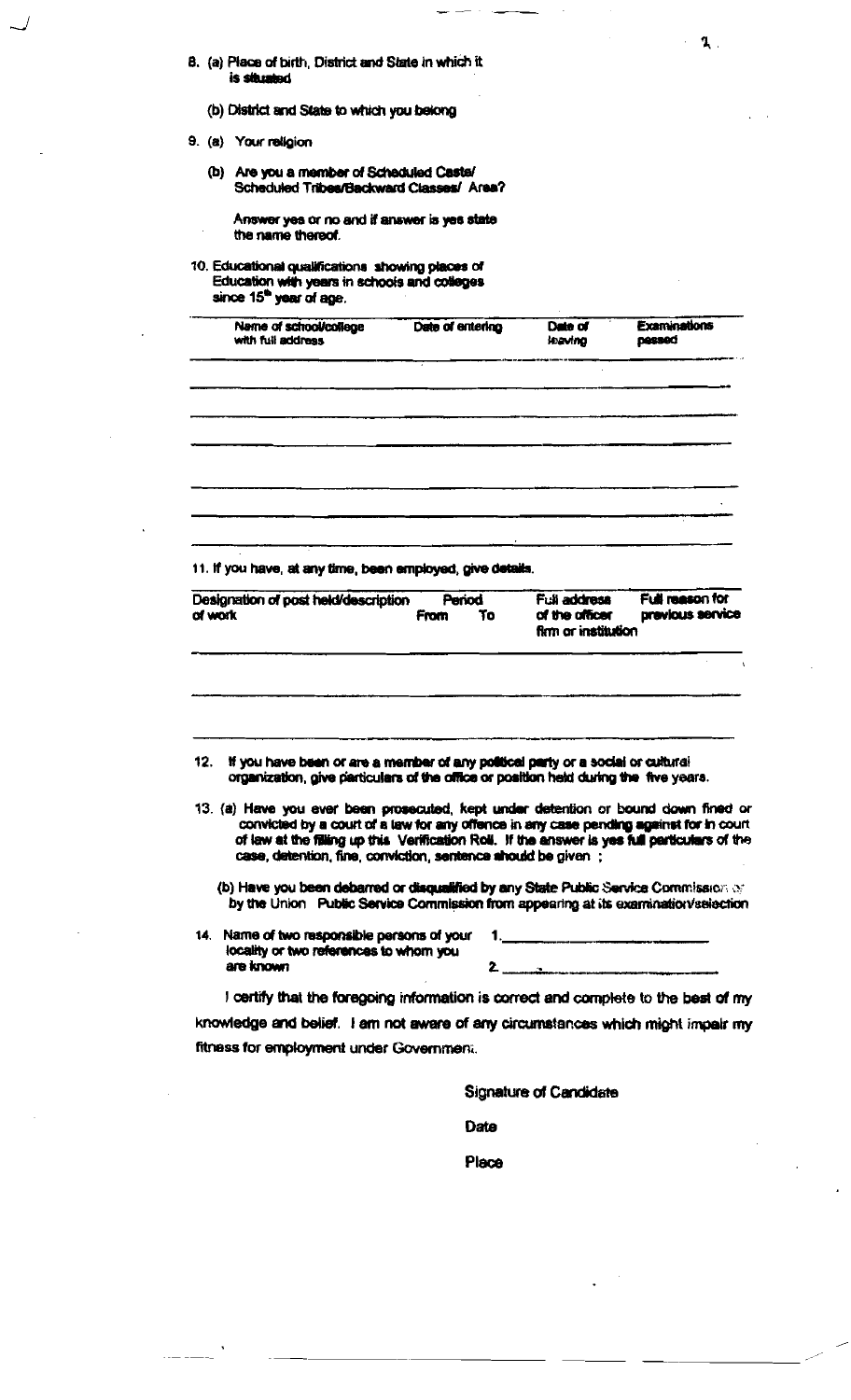8. (a) Place of birth, District and State in which it is situated

   (b) District and State to which you belong

9. (a) Your religion

   (b) Are you a member of Scheduled Caste/ Scheduled Tribes/Backward Classes/ Area?

   Answer yes or no and if answer is yes state the name thereof.

10. Educational qualifications showing places of Education with years in schools and colleges since 15th year of age.

| Name of school/college with full address | Date of entering | Date of leaving | Examinations passed |
|---|---|---|---|
| | | | |
| | | | |
| | | | |
| | | | |
| | | | |
| | | | |

11. If you have, at any time, been employed, give details.

| Designation of post held/description of work | Period From | To | Full address of the officer firm or institution | Full reason for previous service |
|---|---|---|---|---|
| | | | | |
| | | | | |

12. If you have been or are a member of any political party or a social or cultural organization, give particulars of the office or position held during the five years.

13. (a) Have you ever been prosecuted, kept under detention or bound down fined or convicted by a court of a law for any offence in any case pending against for in court of law at the filing up this Verification Roll. If the answer is yes full particulars of the case, detention, fine, conviction, sentence should be given ;

    (b) Have you been debarred or disqualified by any State Public Service Commission or by the Union Public Service Commission from appearing at its examination/selection

14. Name of two responsible persons of your locality or two references to whom you are known

    1.\_\_\_\_\_\_\_\_\_\_\_\_\_\_\_\_\_\_\_\_\_\_\_\_\_\_

    2.\_\_\_\_\_\_\_\_\_\_\_\_\_\_\_\_\_\_\_\_\_\_\_\_\_\_

I certify that the foregoing information is correct and complete to the best of my knowledge and belief. I am not aware of any circumstances which might impair my fitness for employment under Government.

Signature of Candidate

Date

Place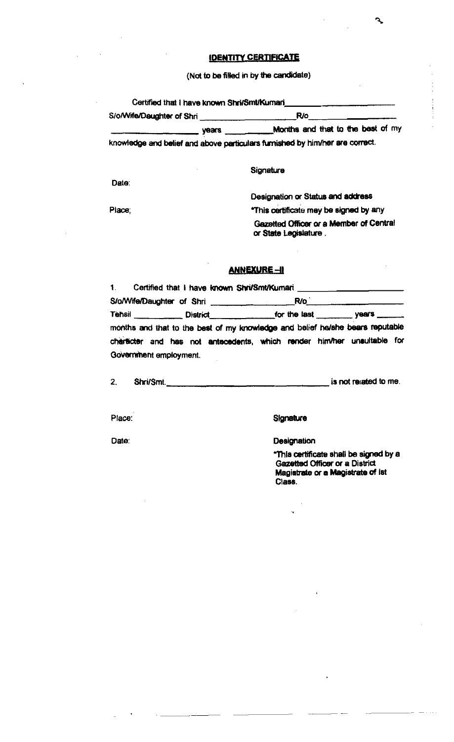## IDENTITY CERTIFICATE

(Not to be filled in by the candidate)

Certified that I have known Shri/Smt/Kumari ______________________ S/o/Wife/Daughter of Shri ____________________ R/o ________________ ________________ years __________ Months and that to the best of my knowledge and belief and above particulars furnished by him/her are correct.

Signature

Date:

Designation or Status and address

Place;

*This certificate may be signed by any Gazetted Officer or a Member of Central or State Legislature .

## ANNEXURE –II

1. Certified that I have known Shri/Smt/Kumari ______________________ S/o/Wife/Daughter of Shri ________________ R/o ____________________ Tehsil __________ District ______________ for the last ________ years ______ months and that to the best of my knowledge and belief he/she bears reputable character and has not antecedents, which render him/her unsuitable for Government employment.

2. Shri/Smt. ____________________________________ is not related to me.

Place:

Signature

Date:

Designation

*This certificate shall be signed by a Gazetted Officer or a District Magistrate or a Magistrate of Ist Class.